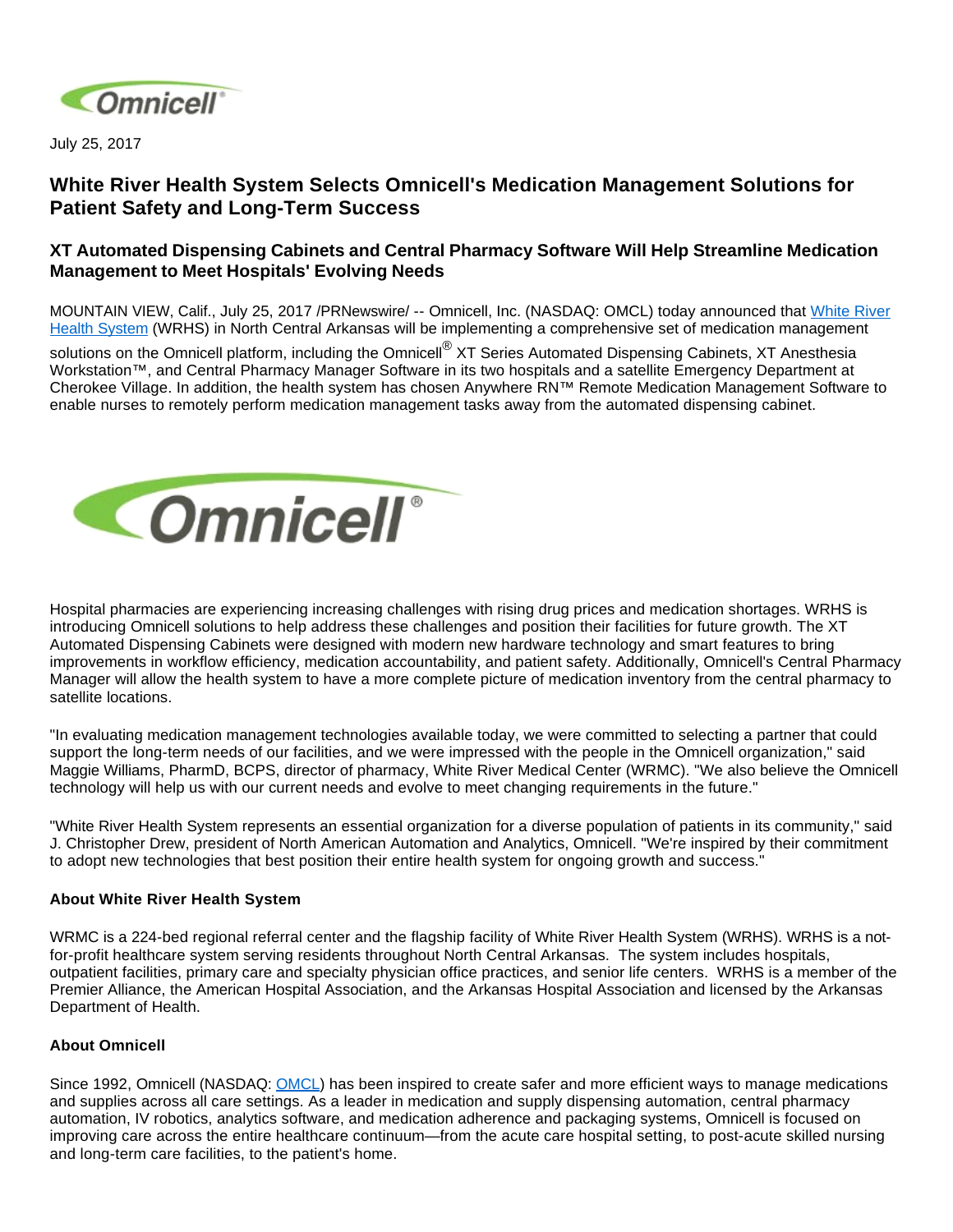July 25, 2017

# White River Health System Selects Omnicell's Medication Management Solutions for Patient Safety and Long-Term Success

## XT Automated Dispensing Cabinets and Central Pharmacy Software Will Help Streamline Medication Management to Meet Hospitals' Evolving Needs

MOUNTAIN VIEW, Calif., July 25, 2017 /PRNewswire/ -- Omnicell, Inc. (NASDAQ: OMCL) today announced that White River Health System (WRHS) in North Central Arkansas will be implementing a comprehensive set of medication management solutions on the Omnicell platform, including the Omnicell® XT Series Automated Dispensing Cabinets, XT Anesthesia Workstation™, and Central Pharmacy Manager Software in its two hospitals and a satellite Emergency Department at Cherokee Village. In addition, the health system has chosen Anywhere RN™ Remote Medication Management Software to enable nurses to remotely perform medication management tasks away from the automated dispensing cabinet.

Hospital pharmacies are experiencing increasing challenges with rising drug prices and medication shortages. WRHS is introducing Omnicell solutions to help address these challenges and position their facilities for future growth. The XT Automated Dispensing Cabinets were designed with modern new hardware technology and smart features to bring improvements in workflow efficiency, medication accountability, and patient safety. Additionally, Omnicell's Central Pharmacy Manager will allow the health system to have a more complete picture of medication inventory from the central pharmacy to satellite locations.

"In evaluating medication management technologies available today, we were committed to selecting a partner that could support the long-term needs of our facilities, and we were impressed with the people in the Omnicell organization," said Maggie Williams, PharmD, BCPS, director of pharmacy, White River Medical Center (WRMC). "We also believe the Omnicell technology will help us with our current needs and evolve to meet changing requirements in the future."

"White River Health System represents an essential organization for a diverse population of patients in its community," said J. Christopher Drew, president of North American Automation and Analytics, Omnicell. "We're inspired by their commitment to adopt new technologies that best position their entire health system for ongoing growth and success."

**About White River Health System**

WRMC is a 224-bed regional referral center and the flagship facility of White River Health System (WRHS). WRHS is a not-for-profit healthcare system serving residents throughout North Central Arkansas. The system includes hospitals, outpatient facilities, primary care and specialty physician office practices, and senior life centers. WRHS is a member of the Premier Alliance, the American Hospital Association, and the Arkansas Hospital Association and licensed by the Arkansas Department of Health.

**About Omnicell**

Since 1992, Omnicell (NASDAQ: OMCL) has been inspired to create safer and more efficient ways to manage medications and supplies across all care settings. As a leader in medication and supply dispensing automation, central pharmacy automation, IV robotics, analytics software, and medication adherence and packaging systems, Omnicell is focused on improving care across the entire healthcare continuum—from the acute care hospital setting, to post-acute skilled nursing and long-term care facilities, to the patient's home.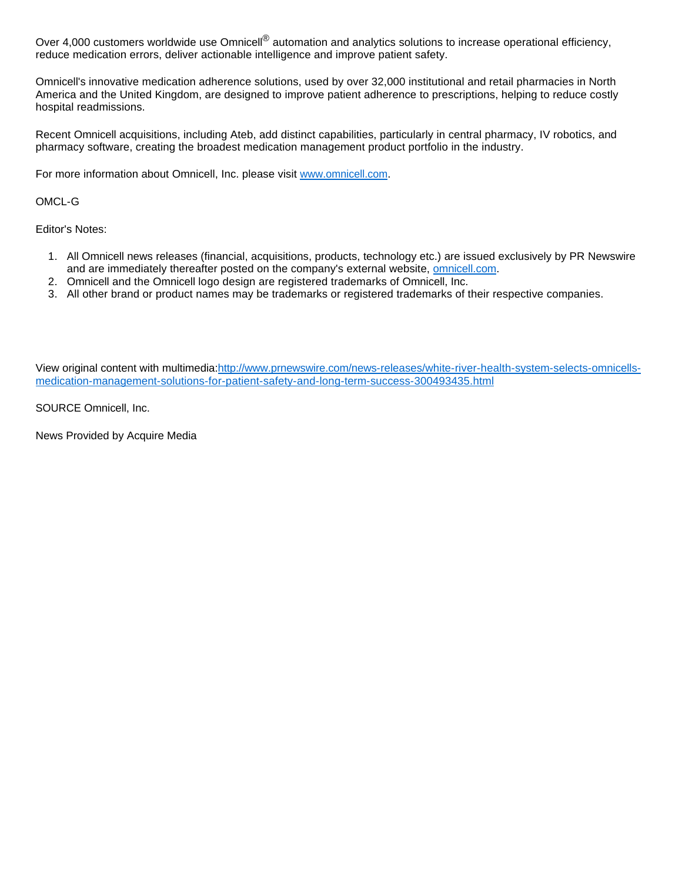Over 4,000 customers worldwide use Omnicell® automation and analytics solutions to increase operational efficiency, reduce medication errors, deliver actionable intelligence and improve patient safety.

Omnicell's innovative medication adherence solutions, used by over 32,000 institutional and retail pharmacies in North America and the United Kingdom, are designed to improve patient adherence to prescriptions, helping to reduce costly hospital readmissions.

Recent Omnicell acquisitions, including Ateb, add distinct capabilities, particularly in central pharmacy, IV robotics, and pharmacy software, creating the broadest medication management product portfolio in the industry.

For more information about Omnicell, Inc. please visit [www.omnicell.com](http://www.omnicell.com).

OMCL-G

Editor's Notes:

1. All Omnicell news releases (financial, acquisitions, products, technology etc.) are issued exclusively by PR Newswire and are immediately thereafter posted on the company's external website, [omnicell.com](http://omnicell.com).
2. Omnicell and the Omnicell logo design are registered trademarks of Omnicell, Inc.
3. All other brand or product names may be trademarks or registered trademarks of their respective companies.

View original content with multimedia:[http://www.prnewswire.com/news-releases/white-river-health-system-selects-omnicells-medication-management-solutions-for-patient-safety-and-long-term-success-300493435.html](http://www.prnewswire.com/news-releases/white-river-health-system-selects-omnicells-medication-management-solutions-for-patient-safety-and-long-term-success-300493435.html)

SOURCE Omnicell, Inc.

News Provided by Acquire Media